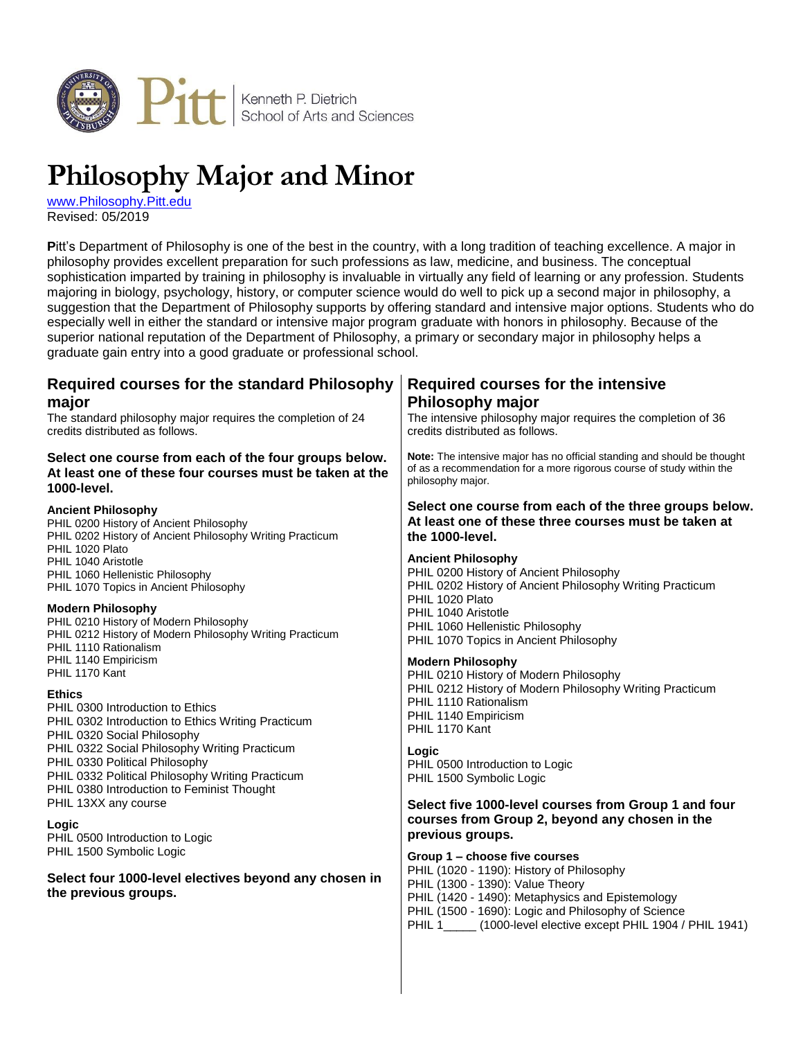Pitt | Kenneth P. Dietrich School of Arts and Sciences

# Philosophy Major and Minor

[www.Philosophy.Pitt.edu](http://www.Philosophy.Pitt.edu)
Revised: 05/2019

**P**itt's Department of Philosophy is one of the best in the country, with a long tradition of teaching excellence. A major in philosophy provides excellent preparation for such professions as law, medicine, and business. The conceptual sophistication imparted by training in philosophy is invaluable in virtually any field of learning or any profession. Students majoring in biology, psychology, history, or computer science would do well to pick up a second major in philosophy, a suggestion that the Department of Philosophy supports by offering standard and intensive major options. Students who do especially well in either the standard or intensive major program graduate with honors in philosophy. Because of the superior national reputation of the Department of Philosophy, a primary or secondary major in philosophy helps a graduate gain entry into a good graduate or professional school.

## Required courses for the standard Philosophy major

The standard philosophy major requires the completion of 24 credits distributed as follows.

**Select one course from each of the four groups below. At least one of these four courses must be taken at the 1000-level.**

**Ancient Philosophy**
PHIL 0200 History of Ancient Philosophy
PHIL 0202 History of Ancient Philosophy Writing Practicum
PHIL 1020 Plato
PHIL 1040 Aristotle
PHIL 1060 Hellenistic Philosophy
PHIL 1070 Topics in Ancient Philosophy

**Modern Philosophy**
PHIL 0210 History of Modern Philosophy
PHIL 0212 History of Modern Philosophy Writing Practicum
PHIL 1110 Rationalism
PHIL 1140 Empiricism
PHIL 1170 Kant

**Ethics**
PHIL 0300 Introduction to Ethics
PHIL 0302 Introduction to Ethics Writing Practicum
PHIL 0320 Social Philosophy
PHIL 0322 Social Philosophy Writing Practicum
PHIL 0330 Political Philosophy
PHIL 0332 Political Philosophy Writing Practicum
PHIL 0380 Introduction to Feminist Thought
PHIL 13XX any course

**Logic**
PHIL 0500 Introduction to Logic
PHIL 1500 Symbolic Logic

**Select four 1000-level electives beyond any chosen in the previous groups.**

## Required courses for the intensive Philosophy major

The intensive philosophy major requires the completion of 36 credits distributed as follows.

**Note:** The intensive major has no official standing and should be thought of as a recommendation for a more rigorous course of study within the philosophy major.

**Select one course from each of the three groups below. At least one of these three courses must be taken at the 1000-level.**

**Ancient Philosophy**
PHIL 0200 History of Ancient Philosophy
PHIL 0202 History of Ancient Philosophy Writing Practicum
PHIL 1020 Plato
PHIL 1040 Aristotle
PHIL 1060 Hellenistic Philosophy
PHIL 1070 Topics in Ancient Philosophy

**Modern Philosophy**
PHIL 0210 History of Modern Philosophy
PHIL 0212 History of Modern Philosophy Writing Practicum
PHIL 1110 Rationalism
PHIL 1140 Empiricism
PHIL 1170 Kant

**Logic**
PHIL 0500 Introduction to Logic
PHIL 1500 Symbolic Logic

**Select five 1000-level courses from Group 1 and four courses from Group 2, beyond any chosen in the previous groups.**

**Group 1 – choose five courses**
PHIL (1020 - 1190): History of Philosophy
PHIL (1300 - 1390): Value Theory
PHIL (1420 - 1490): Metaphysics and Epistemology
PHIL (1500 - 1690): Logic and Philosophy of Science
PHIL 1_____ (1000-level elective except PHIL 1904 / PHIL 1941)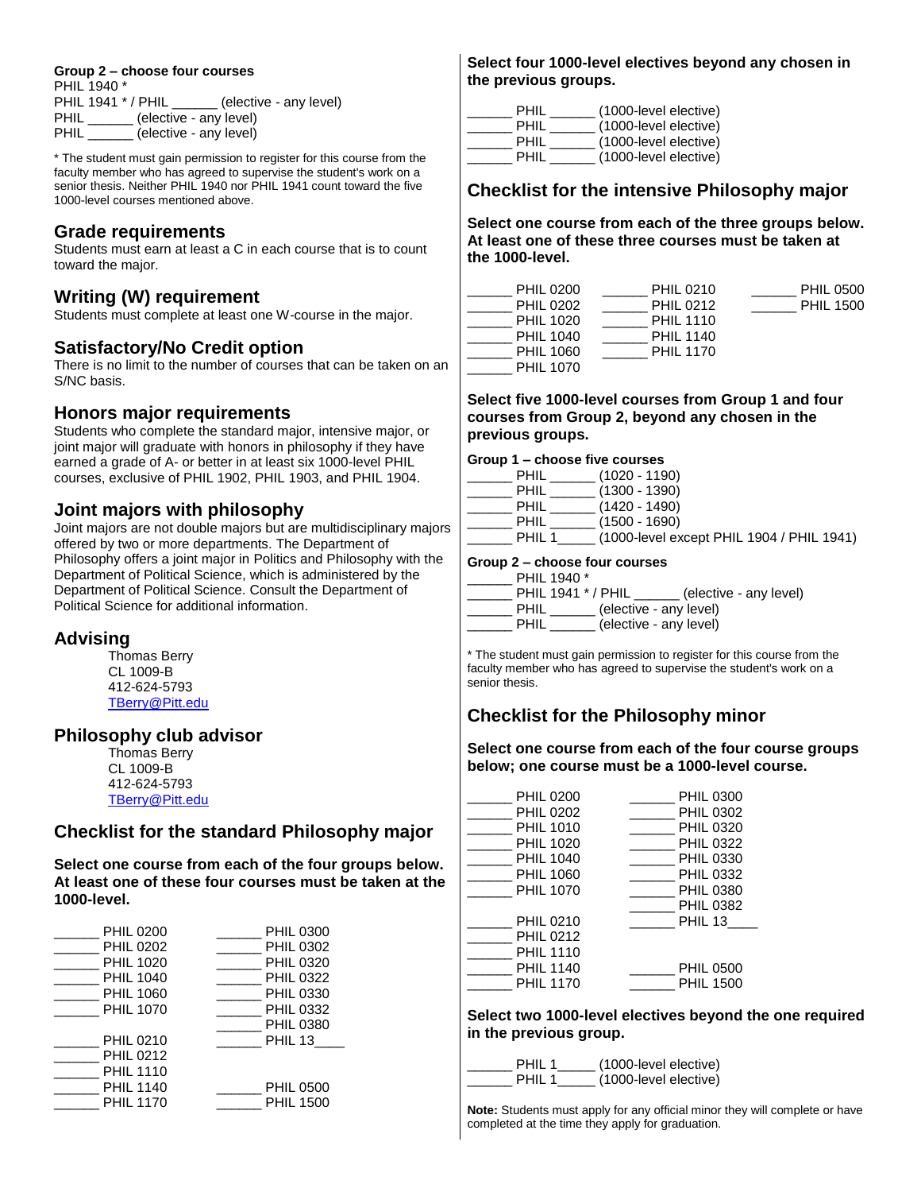**Group 2 – choose four courses**

PHIL 1940 *
PHIL 1941 * / PHIL ______ (elective - any level)
PHIL ______ (elective - any level)
PHIL ______ (elective - any level)

* The student must gain permission to register for this course from the faculty member who has agreed to supervise the student's work on a senior thesis. Neither PHIL 1940 nor PHIL 1941 count toward the five 1000-level courses mentioned above.

## Grade requirements

Students must earn at least a C in each course that is to count toward the major.

## Writing (W) requirement

Students must complete at least one W-course in the major.

## Satisfactory/No Credit option

There is no limit to the number of courses that can be taken on an S/NC basis.

## Honors major requirements

Students who complete the standard major, intensive major, or joint major will graduate with honors in philosophy if they have earned a grade of A- or better in at least six 1000-level PHIL courses, exclusive of PHIL 1902, PHIL 1903, and PHIL 1904.

## Joint majors with philosophy

Joint majors are not double majors but are multidisciplinary majors offered by two or more departments. The Department of Philosophy offers a joint major in Politics and Philosophy with the Department of Political Science, which is administered by the Department of Political Science. Consult the Department of Political Science for additional information.

## Advising

Thomas Berry
CL 1009-B
412-624-5793
TBerry@Pitt.edu

## Philosophy club advisor

Thomas Berry
CL 1009-B
412-624-5793
TBerry@Pitt.edu

## Checklist for the standard Philosophy major

**Select one course from each of the four groups below. At least one of these four courses must be taken at the 1000-level.**

| | |
|---|---|
| ______ PHIL 0200 | ______ PHIL 0300 |
| ______ PHIL 0202 | ______ PHIL 0302 |
| ______ PHIL 1020 | ______ PHIL 0320 |
| ______ PHIL 1040 | ______ PHIL 0322 |
| ______ PHIL 1060 | ______ PHIL 0330 |
| ______ PHIL 1070 | ______ PHIL 0332 |
| | ______ PHIL 0380 |
| ______ PHIL 0210 | ______ PHIL 13____ |
| ______ PHIL 0212 | |
| ______ PHIL 1110 | |
| ______ PHIL 1140 | ______ PHIL 0500 |
| ______ PHIL 1170 | ______ PHIL 1500 |

**Select four 1000-level electives beyond any chosen in the previous groups.**

______ PHIL ______ (1000-level elective)
______ PHIL ______ (1000-level elective)
______ PHIL ______ (1000-level elective)
______ PHIL ______ (1000-level elective)

## Checklist for the intensive Philosophy major

**Select one course from each of the three groups below. At least one of these three courses must be taken at the 1000-level.**

| | | |
|---|---|---|
| ______ PHIL 0200 | ______ PHIL 0210 | ______ PHIL 0500 |
| ______ PHIL 0202 | ______ PHIL 0212 | ______ PHIL 1500 |
| ______ PHIL 1020 | ______ PHIL 1110 | |
| ______ PHIL 1040 | ______ PHIL 1140 | |
| ______ PHIL 1060 | ______ PHIL 1170 | |
| ______ PHIL 1070 | | |

**Select five 1000-level courses from Group 1 and four courses from Group 2, beyond any chosen in the previous groups.**

**Group 1 – choose five courses**

______ PHIL ______ (1020 - 1190)
______ PHIL ______ (1300 - 1390)
______ PHIL ______ (1420 - 1490)
______ PHIL ______ (1500 - 1690)
______ PHIL 1_____ (1000-level except PHIL 1904 / PHIL 1941)

**Group 2 – choose four courses**

______ PHIL 1940 *
______ PHIL 1941 * / PHIL ______ (elective - any level)
______ PHIL ______ (elective - any level)
______ PHIL ______ (elective - any level)

* The student must gain permission to register for this course from the faculty member who has agreed to supervise the student's work on a senior thesis.

## Checklist for the Philosophy minor

**Select one course from each of the four course groups below; one course must be a 1000-level course.**

| | |
|---|---|
| ______ PHIL 0200 | ______ PHIL 0300 |
| ______ PHIL 0202 | ______ PHIL 0302 |
| ______ PHIL 1010 | ______ PHIL 0320 |
| ______ PHIL 1020 | ______ PHIL 0322 |
| ______ PHIL 1040 | ______ PHIL 0330 |
| ______ PHIL 1060 | ______ PHIL 0332 |
| ______ PHIL 1070 | ______ PHIL 0380 |
| | ______ PHIL 0382 |
| ______ PHIL 0210 | ______ PHIL 13____ |
| ______ PHIL 0212 | |
| ______ PHIL 1110 | |
| ______ PHIL 1140 | ______ PHIL 0500 |
| ______ PHIL 1170 | ______ PHIL 1500 |

**Select two 1000-level electives beyond the one required in the previous group.**

______ PHIL 1_____ (1000-level elective)
______ PHIL 1_____ (1000-level elective)

**Note:** Students must apply for any official minor they will complete or have completed at the time they apply for graduation.